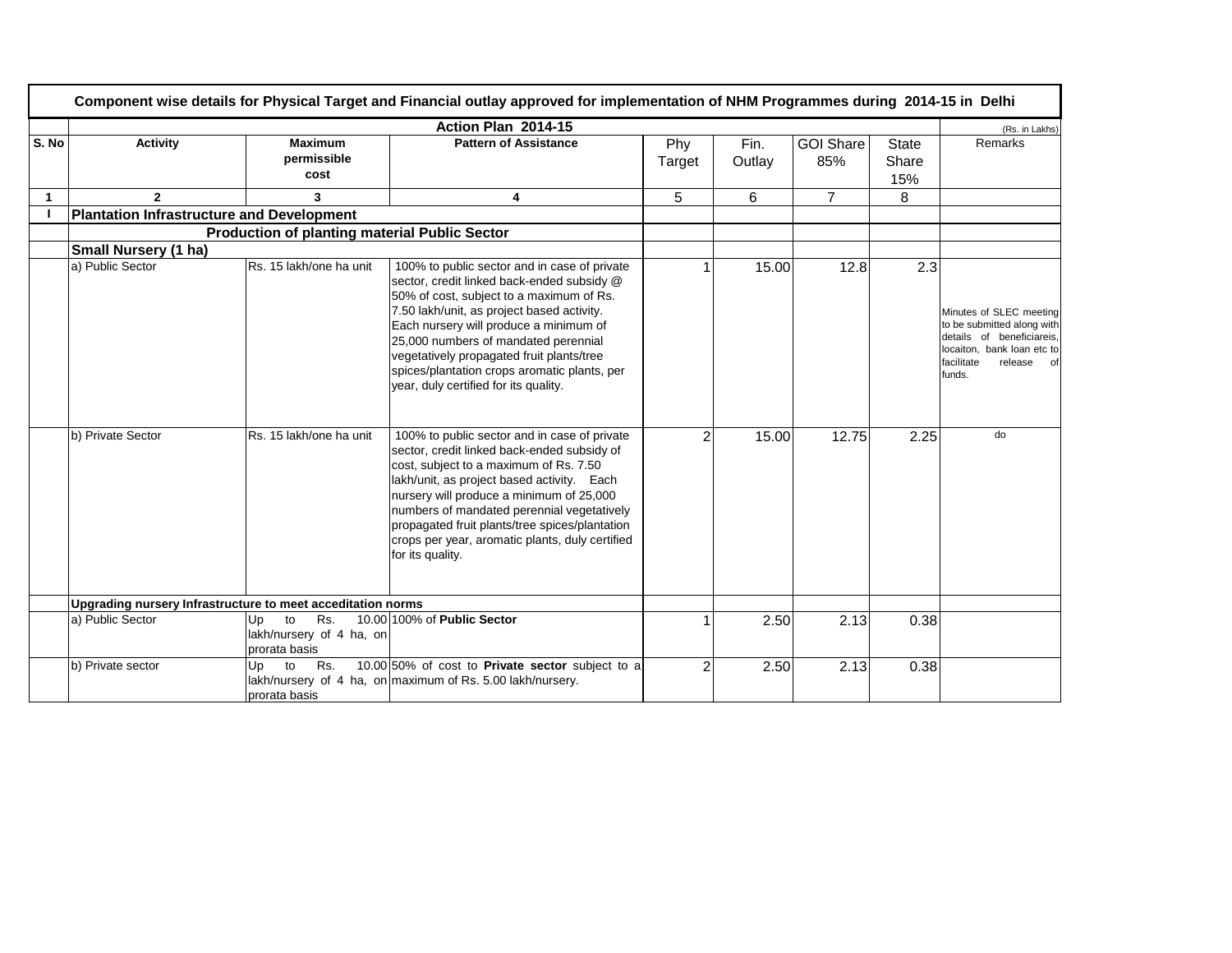# Component wise details for Physical Target and Financial outlay approved for implementation of NHM Programmes during 2014-15 in Delhi

| | Action Plan 2014-15 | | | | | | | (Rs. in Lakhs) |
|---|---|---|---|---|---|---|---|---|
| **S. No** | **Activity** | **Maximum permissible cost** | **Pattern of Assistance** | Phy Target | Fin. Outlay | GOI Share 85% | State Share 15% | Remarks |
| **1** | **2** | **3** | **4** | 5 | 6 | 7 | 8 | |
| **I** | **Plantation Infrastructure and Development** | | | | | | | |
| | **Production of planting material Public Sector** | | | | | | | |
| | **Small Nursery (1 ha)** | | | | | | | |
| | a) Public Sector | Rs. 15 lakh/one ha unit | 100% to public sector and in case of private sector, credit linked back-ended subsidy @ 50% of cost, subject to a maximum of Rs. 7.50 lakh/unit, as project based activity. Each nursery will produce a minimum of 25,000 numbers of mandated perennial vegetatively propagated fruit plants/tree spices/plantation crops aromatic plants, per year, duly certified for its quality. | 1 | 15.00 | 12.8 | 2.3 | Minutes of SLEC meeting to be submitted along with details of beneficiareis, locaiton, bank loan etc to facilitate release of funds. |
| | b) Private Sector | Rs. 15 lakh/one ha unit | 100% to public sector and in case of private sector, credit linked back-ended subsidy of cost, subject to a maximum of Rs. 7.50 lakh/unit, as project based activity. Each nursery will produce a minimum of 25,000 numbers of mandated perennial vegetatively propagated fruit plants/tree spices/plantation crops per year, aromatic plants, duly certified for its quality. | 2 | 15.00 | 12.75 | 2.25 | do |
| | **Upgrading nursery Infrastructure to meet acceditation norms** | | | | | | | |
| | a) Public Sector | Up to Rs. 10.00 lakh/nursery of 4 ha, on prorata basis | 100% of **Public Sector** | 1 | 2.50 | 2.13 | 0.38 | |
| | b) Private sector | Up to Rs. 10.00 lakh/nursery of 4 ha, on prorata basis | 50% of cost to **Private sector** subject to a maximum of Rs. 5.00 lakh/nursery. | 2 | 2.50 | 2.13 | 0.38 | |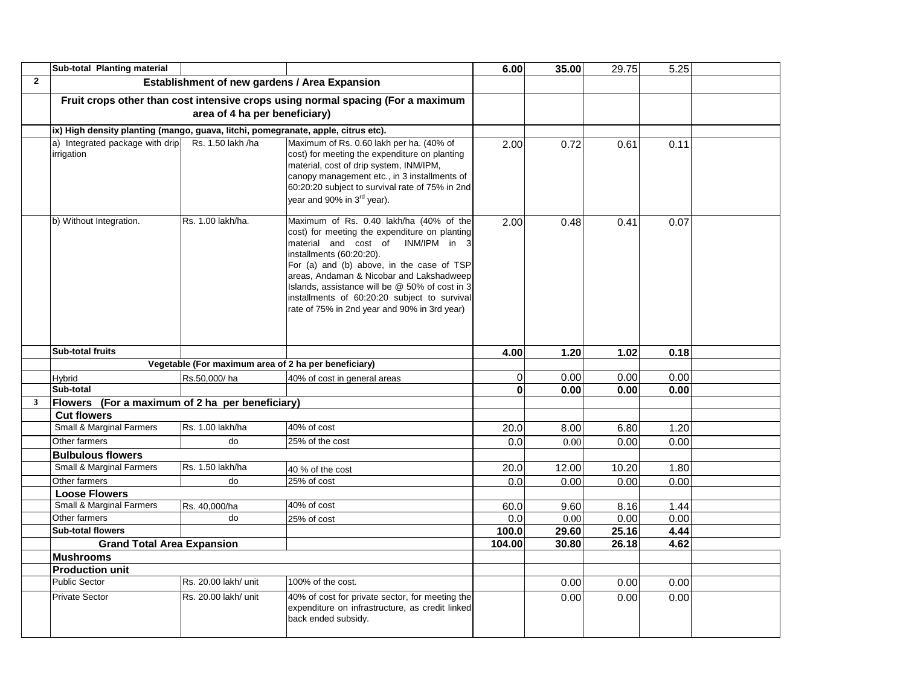| | | | | | | | | |
|---|---|---|---|---|---|---|---|---|
| | **Sub-total Planting material** | | | **6.00** | **35.00** | 29.75 | 5.25 | |
| **2** | **Establishment of new gardens / Area Expansion** | | | | | | | |
| | **Fruit crops other than cost intensive crops using normal spacing (For a maximum area of 4 ha per beneficiary)** | | | | | | | |
| | **ix) High density planting (mango, guava, litchi, pomegranate, apple, citrus etc).** | | | | | | | |
| | a) Integrated package with drip irrigation | Rs. 1.50 lakh /ha | Maximum of Rs. 0.60 lakh per ha. (40% of cost) for meeting the expenditure on planting material, cost of drip system, INM/IPM, canopy management etc., in 3 installments of 60:20:20 subject to survival rate of 75% in 2nd year and 90% in 3rd year). | 2.00 | 0.72 | 0.61 | 0.11 | |
| | b) Without Integration. | Rs. 1.00 lakh/ha. | Maximum of Rs. 0.40 lakh/ha (40% of the cost) for meeting the expenditure on planting material and cost of INM/IPM in 3 installments (60:20:20). For (a) and (b) above, in the case of TSP areas, Andaman & Nicobar and Lakshadweep Islands, assistance will be @ 50% of cost in 3 installments of 60:20:20 subject to survival rate of 75% in 2nd year and 90% in 3rd year) | 2.00 | 0.48 | 0.41 | 0.07 | |
| | **Sub-total fruits** | | | **4.00** | **1.20** | **1.02** | **0.18** | |
| | **Vegetable (For maximum area of 2 ha per beneficiary)** | | | | | | | |
| | Hybrid | Rs.50,000/ ha | 40% of cost in general areas | 0 | 0.00 | 0.00 | 0.00 | |
| | **Sub-total** | | | **0** | **0.00** | **0.00** | **0.00** | |
| **3** | **Flowers (For a maximum of 2 ha per beneficiary)** | | | | | | | |
| | **Cut flowers** | | | | | | | |
| | Small & Marginal Farmers | Rs. 1.00 lakh/ha | 40% of cost | 20.0 | 8.00 | 6.80 | 1.20 | |
| | Other farmers | do | 25% of the cost | 0.0 | 0.00 | 0.00 | 0.00 | |
| | **Bulbulous flowers** | | | | | | | |
| | Small & Marginal Farmers | Rs. 1.50 lakh/ha | 40 % of the cost | 20.0 | 12.00 | 10.20 | 1.80 | |
| | Other farmers | do | 25% of cost | 0.0 | 0.00 | 0.00 | 0.00 | |
| | **Loose Flowers** | | | | | | | |
| | Small & Marginal Farmers | Rs. 40,000/ha | 40% of cost | 60.0 | 9.60 | 8.16 | 1.44 | |
| | Other farmers | do | 25% of cost | 0.0 | 0.00 | 0.00 | 0.00 | |
| | **Sub-total flowers** | | | **100.0** | **29.60** | **25.16** | **4.44** | |
| | **Grand Total Area Expansion** | | | **104.00** | **30.80** | **26.18** | **4.62** | |
| | **Mushrooms** | | | | | | | |
| | **Production unit** | | | | | | | |
| | Public Sector | Rs. 20.00 lakh/ unit | 100% of the cost. | | 0.00 | 0.00 | 0.00 | |
| | Private Sector | Rs. 20.00 lakh/ unit | 40% of cost for private sector, for meeting the expenditure on infrastructure, as credit linked back ended subsidy. | | 0.00 | 0.00 | 0.00 | |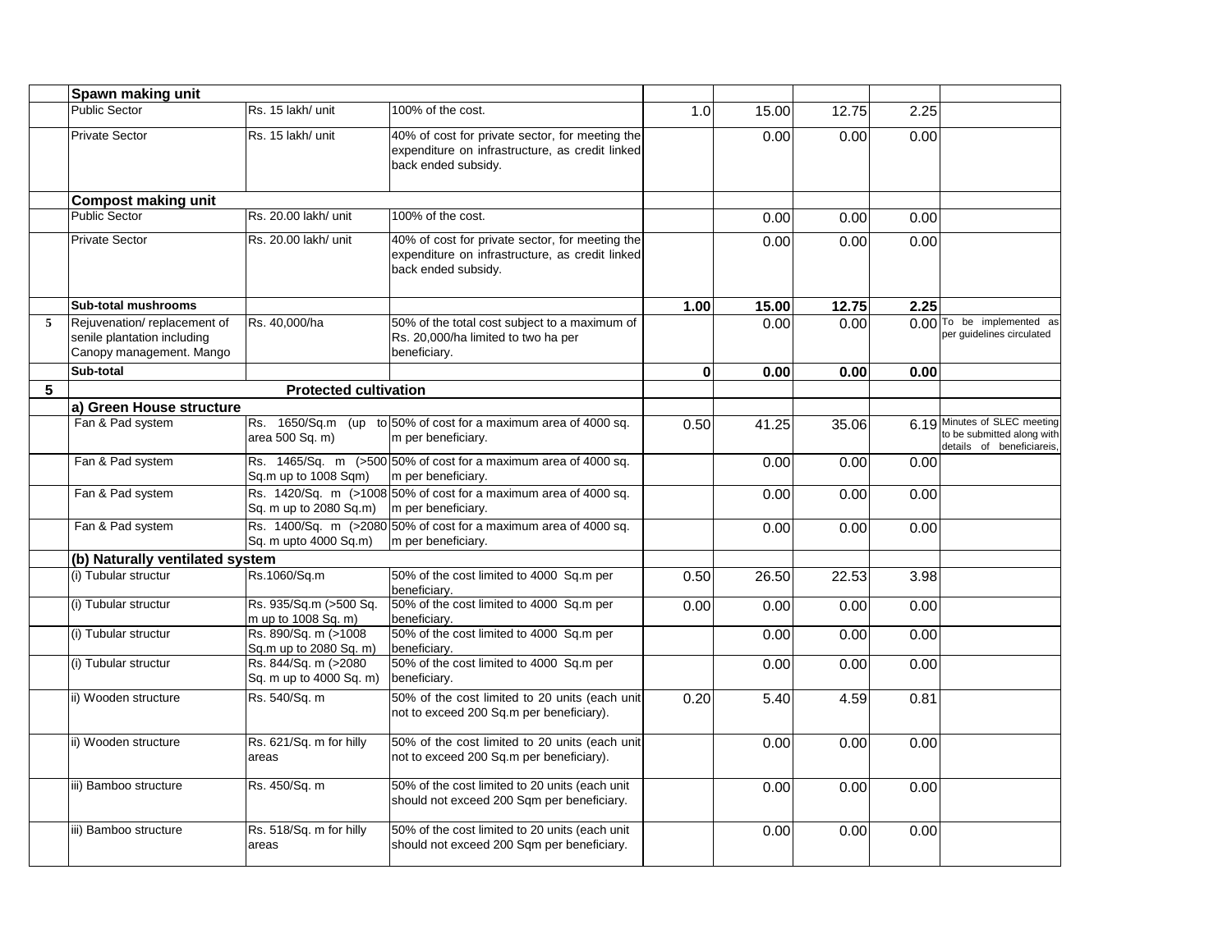| | | | | | | | | |
|---|---|---|---|---|---|---|---|---|
| | **Spawn making unit** | | | | | | | |
| | Public Sector | Rs. 15 lakh/ unit | 100% of the cost. | 1.0 | 15.00 | 12.75 | 2.25 | |
| | Private Sector | Rs. 15 lakh/ unit | 40% of cost for private sector, for meeting the expenditure on infrastructure, as credit linked back ended subsidy. | | 0.00 | 0.00 | 0.00 | |
| | **Compost making unit** | | | | | | | |
| | Public Sector | Rs. 20.00 lakh/ unit | 100% of the cost. | | 0.00 | 0.00 | 0.00 | |
| | Private Sector | Rs. 20.00 lakh/ unit | 40% of cost for private sector, for meeting the expenditure on infrastructure, as credit linked back ended subsidy. | | 0.00 | 0.00 | 0.00 | |
| | **Sub-total mushrooms** | | | **1.00** | **15.00** | **12.75** | **2.25** | |
| 5 | Rejuvenation/ replacement of senile plantation including Canopy management. Mango | Rs. 40,000/ha | 50% of the total cost subject to a maximum of Rs. 20,000/ha limited to two ha per beneficiary. | | 0.00 | 0.00 | 0.00 | To be implemented as per guidelines circulated |
| | **Sub-total** | | | **0** | **0.00** | **0.00** | **0.00** | |
| **5** | **Protected cultivation** | | | | | | | |
| | **a) Green House structure** | | | | | | | |
| | Fan & Pad system | Rs. 1650/Sq.m (up to area 500 Sq. m) | 50% of cost for a maximum area of 4000 sq. m per beneficiary. | 0.50 | 41.25 | 35.06 | 6.19 | Minutes of SLEC meeting to be submitted along with details of beneficiareis, |
| | Fan & Pad system | Rs. 1465/Sq. m (>500 Sq.m up to 1008 Sqm) | 50% of cost for a maximum area of 4000 sq. m per beneficiary. | | 0.00 | 0.00 | 0.00 | |
| | Fan & Pad system | Rs. 1420/Sq. m (>1008 Sq. m up to 2080 Sq.m) | 50% of cost for a maximum area of 4000 sq. m per beneficiary. | | 0.00 | 0.00 | 0.00 | |
| | Fan & Pad system | Rs. 1400/Sq. m (>2080 Sq. m upto 4000 Sq.m) | 50% of cost for a maximum area of 4000 sq. m per beneficiary. | | 0.00 | 0.00 | 0.00 | |
| | **(b) Naturally ventilated system** | | | | | | | |
| | (i) Tubular structur | Rs.1060/Sq.m | 50% of the cost limited to 4000 Sq.m per beneficiary. | 0.50 | 26.50 | 22.53 | 3.98 | |
| | (i) Tubular structur | Rs. 935/Sq.m (>500 Sq. m up to 1008 Sq. m) | 50% of the cost limited to 4000 Sq.m per beneficiary. | 0.00 | 0.00 | 0.00 | 0.00 | |
| | (i) Tubular structur | Rs. 890/Sq. m (>1008 Sq.m up to 2080 Sq. m) | 50% of the cost limited to 4000 Sq.m per beneficiary. | | 0.00 | 0.00 | 0.00 | |
| | (i) Tubular structur | Rs. 844/Sq. m (>2080 Sq. m up to 4000 Sq. m) | 50% of the cost limited to 4000 Sq.m per beneficiary. | | 0.00 | 0.00 | 0.00 | |
| | ii) Wooden structure | Rs. 540/Sq. m | 50% of the cost limited to 20 units (each unit not to exceed 200 Sq.m per beneficiary). | 0.20 | 5.40 | 4.59 | 0.81 | |
| | ii) Wooden structure | Rs. 621/Sq. m for hilly areas | 50% of the cost limited to 20 units (each unit not to exceed 200 Sq.m per beneficiary). | | 0.00 | 0.00 | 0.00 | |
| | iii) Bamboo structure | Rs. 450/Sq. m | 50% of the cost limited to 20 units (each unit should not exceed 200 Sqm per beneficiary. | | 0.00 | 0.00 | 0.00 | |
| | iii) Bamboo structure | Rs. 518/Sq. m for hilly areas | 50% of the cost limited to 20 units (each unit should not exceed 200 Sqm per beneficiary. | | 0.00 | 0.00 | 0.00 | |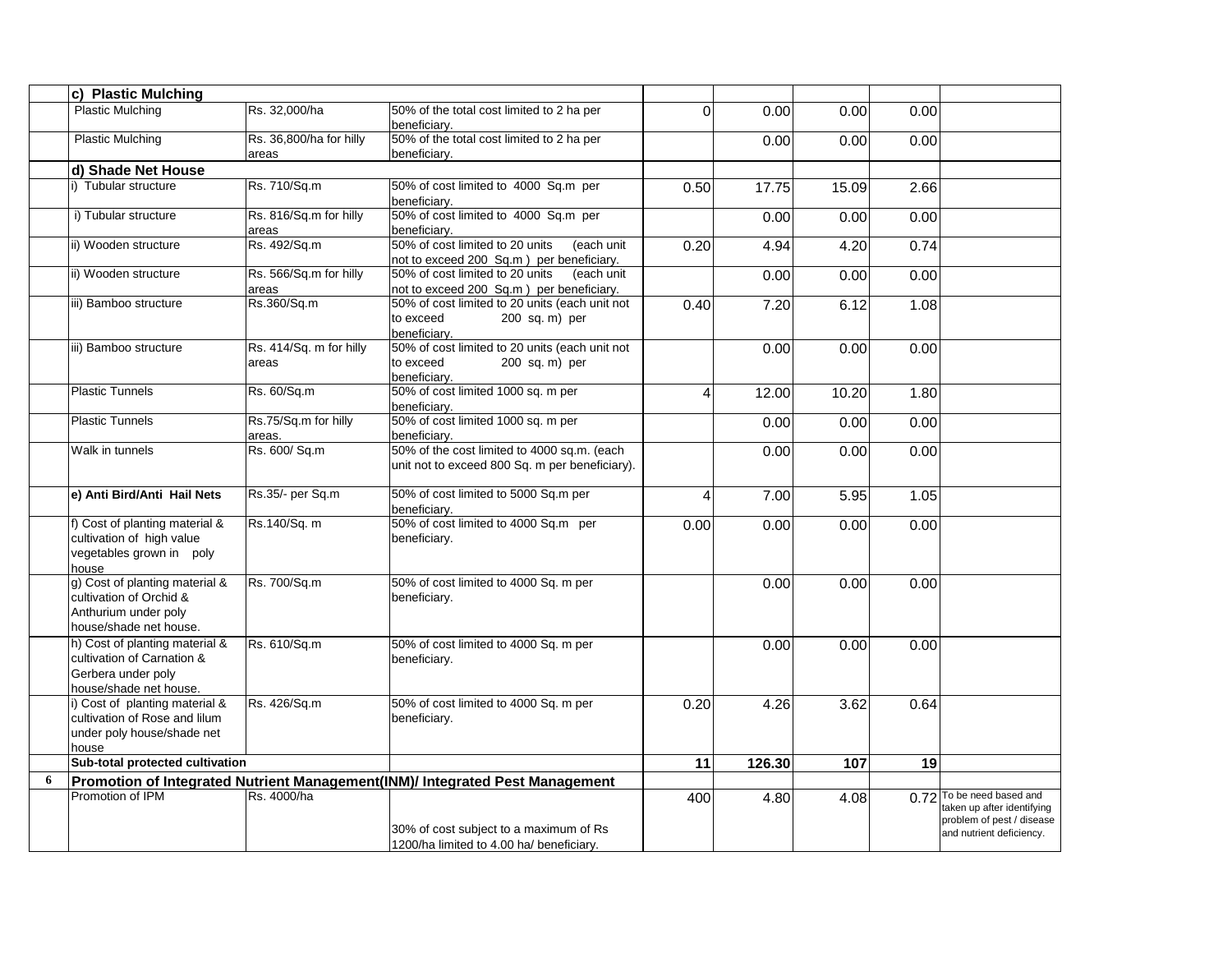| | | | | | | | | |
|---|---|---|---|---|---|---|---|---|
| | **c) Plastic Mulching** | | | | | | | |
| | Plastic Mulching | Rs. 32,000/ha | 50% of the total cost limited to 2 ha per beneficiary. | 0 | 0.00 | 0.00 | 0.00 | |
| | Plastic Mulching | Rs. 36,800/ha for hilly areas | 50% of the total cost limited to 2 ha per beneficiary. | | 0.00 | 0.00 | 0.00 | |
| | **d) Shade Net House** | | | | | | | |
| | i) Tubular structure | Rs. 710/Sq.m | 50% of cost limited to 4000 Sq.m per beneficiary. | 0.50 | 17.75 | 15.09 | 2.66 | |
| | i) Tubular structure | Rs. 816/Sq.m for hilly areas | 50% of cost limited to 4000 Sq.m per beneficiary. | | 0.00 | 0.00 | 0.00 | |
| | ii) Wooden structure | Rs. 492/Sq.m | 50% of cost limited to 20 units (each unit not to exceed 200 Sq.m ) per beneficiary. | 0.20 | 4.94 | 4.20 | 0.74 | |
| | ii) Wooden structure | Rs. 566/Sq.m for hilly areas | 50% of cost limited to 20 units (each unit not to exceed 200 Sq.m ) per beneficiary. | | 0.00 | 0.00 | 0.00 | |
| | iii) Bamboo structure | Rs.360/Sq.m | 50% of cost limited to 20 units (each unit not to exceed 200 sq. m) per beneficiary. | 0.40 | 7.20 | 6.12 | 1.08 | |
| | iii) Bamboo structure | Rs. 414/Sq. m for hilly areas | 50% of cost limited to 20 units (each unit not to exceed 200 sq. m) per beneficiary. | | 0.00 | 0.00 | 0.00 | |
| | Plastic Tunnels | Rs. 60/Sq.m | 50% of cost limited 1000 sq. m per beneficiary. | 4 | 12.00 | 10.20 | 1.80 | |
| | Plastic Tunnels | Rs.75/Sq.m for hilly areas. | 50% of cost limited 1000 sq. m per beneficiary. | | 0.00 | 0.00 | 0.00 | |
| | Walk in tunnels | Rs. 600/ Sq.m | 50% of the cost limited to 4000 sq.m. (each unit not to exceed 800 Sq. m per beneficiary). | | 0.00 | 0.00 | 0.00 | |
| | **e) Anti Bird/Anti Hail Nets** | Rs.35/- per Sq.m | 50% of cost limited to 5000 Sq.m per beneficiary. | 4 | 7.00 | 5.95 | 1.05 | |
| | f) Cost of planting material & cultivation of high value vegetables grown in poly house | Rs.140/Sq. m | 50% of cost limited to 4000 Sq.m per beneficiary. | 0.00 | 0.00 | 0.00 | 0.00 | |
| | g) Cost of planting material & cultivation of Orchid & Anthurium under poly house/shade net house. | Rs. 700/Sq.m | 50% of cost limited to 4000 Sq. m per beneficiary. | | 0.00 | 0.00 | 0.00 | |
| | h) Cost of planting material & cultivation of Carnation & Gerbera under poly house/shade net house. | Rs. 610/Sq.m | 50% of cost limited to 4000 Sq. m per beneficiary. | | 0.00 | 0.00 | 0.00 | |
| | i) Cost of planting material & cultivation of Rose and lilum under poly house/shade net house | Rs. 426/Sq.m | 50% of cost limited to 4000 Sq. m per beneficiary. | 0.20 | 4.26 | 3.62 | 0.64 | |
| | **Sub-total protected cultivation** | | | **11** | **126.30** | **107** | **19** | |
| **6** | **Promotion of Integrated Nutrient Management(INM)/ Integrated Pest Management** | | | | | | | |
| | Promotion of IPM | Rs. 4000/ha | 30% of cost subject to a maximum of Rs 1200/ha limited to 4.00 ha/ beneficiary. | 400 | 4.80 | 4.08 | 0.72 | To be need based and taken up after identifying problem of pest / disease and nutrient deficiency. |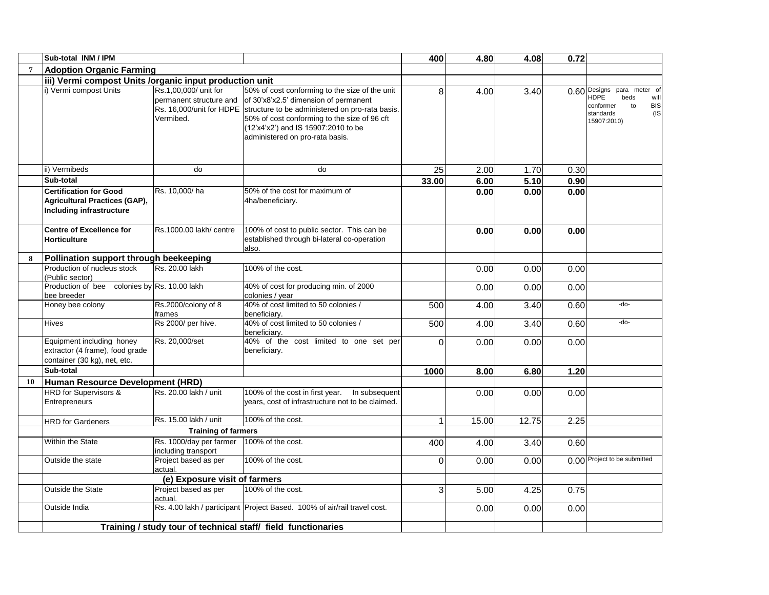| | | | | | | | | |
|---|---|---|---|---|---|---|---|---|
| | **Sub-total INM / IPM** | | | **400** | **4.80** | **4.08** | **0.72** | |
| **7** | **Adoption Organic Farming** | | | | | | | |
| | **iii) Vermi compost Units /organic input production unit** | | | | | | | |
| | i) Vermi compost Units | Rs.1,00,000/ unit for permanent structure and Rs. 16,000/unit for HDPE Vermibed. | 50% of cost conforming to the size of the unit of 30'x8'x2.5' dimension of permanent structure to be administered on pro-rata basis. 50% of cost conforming to the size of 96 cft (12'x4'x2') and IS 15907:2010 to be administered on pro-rata basis. | 8 | 4.00 | 3.40 | 0.60 | Designs para meter of HDPE beds will conformer to BIS standards (IS 15907:2010) |
| | ii) Vermibeds | do | do | 25 | 2.00 | 1.70 | 0.30 | |
| | **Sub-total** | | | **33.00** | **6.00** | **5.10** | **0.90** | |
| | **Certification for Good Agricultural Practices (GAP), Including infrastructure** | Rs. 10,000/ ha | 50% of the cost for maximum of 4ha/beneficiary. | | **0.00** | **0.00** | **0.00** | |
| | **Centre of Excellence for Horticulture** | Rs.1000.00 lakh/ centre | 100% of cost to public sector. This can be established through bi-lateral co-operation also. | | **0.00** | **0.00** | **0.00** | |
| **8** | **Pollination support through beekeeping** | | | | | | | |
| | Production of nucleus stock (Public sector) | Rs. 20.00 lakh | 100% of the cost. | | 0.00 | 0.00 | 0.00 | |
| | Production of bee colonies by bee breeder | Rs. 10.00 lakh | 40% of cost for producing min. of 2000 colonies / year | | 0.00 | 0.00 | 0.00 | |
| | Honey bee colony | Rs.2000/colony of 8 frames | 40% of cost limited to 50 colonies / beneficiary. | 500 | 4.00 | 3.40 | 0.60 | -do- |
| | Hives | Rs 2000/ per hive. | 40% of cost limited to 50 colonies / beneficiary. | 500 | 4.00 | 3.40 | 0.60 | -do- |
| | Equipment including honey extractor (4 frame), food grade container (30 kg), net, etc. | Rs. 20,000/set | 40% of the cost limited to one set per beneficiary. | 0 | 0.00 | 0.00 | 0.00 | |
| | **Sub-total** | | | **1000** | **8.00** | **6.80** | **1.20** | |
| **10** | **Human Resource Development (HRD)** | | | | | | | |
| | HRD for Supervisors & Entrepreneurs | Rs. 20.00 lakh / unit | 100% of the cost in first year. In subsequent years, cost of infrastructure not to be claimed. | | 0.00 | 0.00 | 0.00 | |
| | HRD for Gardeners | Rs. 15.00 lakh / unit | 100% of the cost. | 1 | 15.00 | 12.75 | 2.25 | |
| | **Training of farmers** | | | | | | | |
| | Within the State | Rs. 1000/day per farmer including transport | 100% of the cost. | 400 | 4.00 | 3.40 | 0.60 | |
| | Outside the state | Project based as per actual. | 100% of the cost. | 0 | 0.00 | 0.00 | 0.00 | Project to be submitted |
| | **(e) Exposure visit of farmers** | | | | | | | |
| | Outside the State | Project based as per actual. | 100% of the cost. | 3 | 5.00 | 4.25 | 0.75 | |
| | Outside India | Rs. 4.00 lakh / participant | Project Based. 100% of air/rail travel cost. | | 0.00 | 0.00 | 0.00 | |
| | **Training / study tour of technical staff/ field functionaries** | | | | | | | |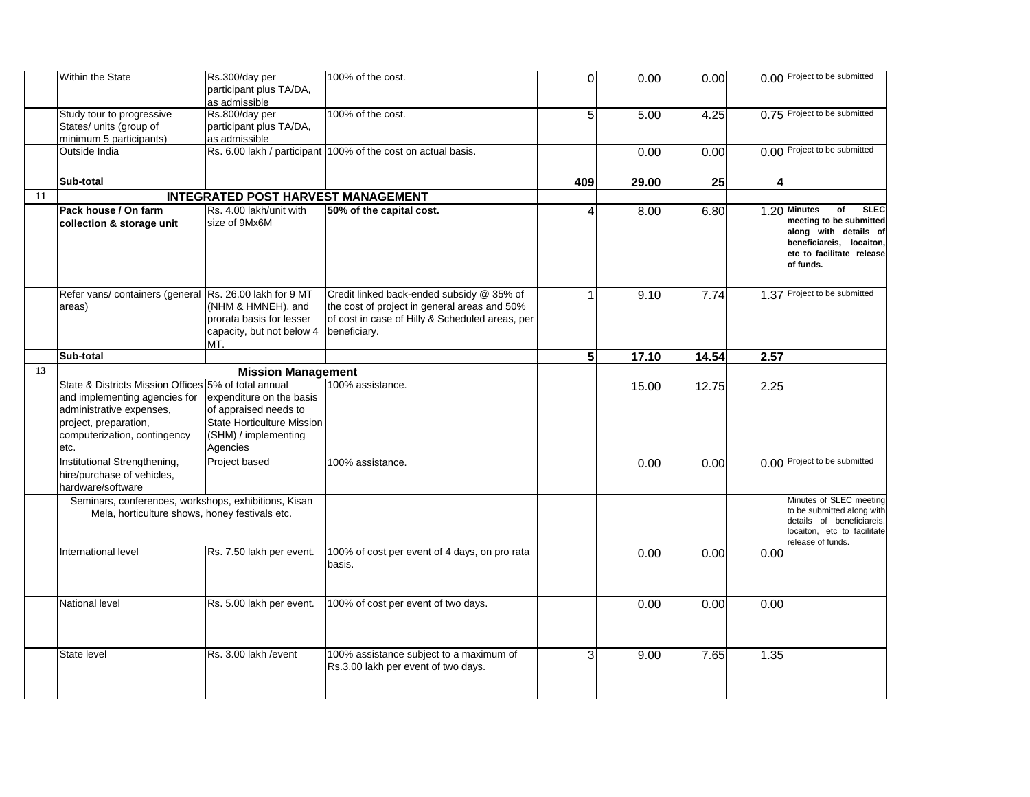| | | | | | | | | |
|---|---|---|---|---|---|---|---|---|
| | Within the State | Rs.300/day per participant plus TA/DA, as admissible | 100% of the cost. | 0 | 0.00 | 0.00 | 0.00 | Project to be submitted |
| | Study tour to progressive States/ units (group of minimum 5 participants) | Rs.800/day per participant plus TA/DA, as admissible | 100% of the cost. | 5 | 5.00 | 4.25 | 0.75 | Project to be submitted |
| | Outside India | Rs. 6.00 lakh / participant | 100% of the cost on actual basis. | | 0.00 | 0.00 | 0.00 | Project to be submitted |
| | **Sub-total** | | | **409** | **29.00** | **25** | **4** | |
| **11** | **INTEGRATED POST HARVEST MANAGEMENT** | | | | | | | |
| | **Pack house / On farm collection & storage unit** | Rs. 4.00 lakh/unit with size of 9Mx6M | **50% of the capital cost.** | 4 | 8.00 | 6.80 | 1.20 | **Minutes of SLEC meeting to be submitted along with details of beneficiareis, locaiton, etc to facilitate release of funds.** |
| | Refer vans/ containers (general areas) | Rs. 26.00 lakh for 9 MT (NHM & HMNEH), and prorata basis for lesser capacity, but not below 4 MT. | Credit linked back-ended subsidy @ 35% of the cost of project in general areas and 50% of cost in case of Hilly & Scheduled areas, per beneficiary. | 1 | 9.10 | 7.74 | 1.37 | Project to be submitted |
| | **Sub-total** | | | **5** | **17.10** | **14.54** | **2.57** | |
| **13** | **Mission Management** | | | | | | | |
| | State & Districts Mission Offices and implementing agencies for administrative expenses, project, preparation, computerization, contingency etc. | 5% of total annual expenditure on the basis of appraised needs to State Horticulture Mission (SHM) / implementing Agencies | 100% assistance. | | 15.00 | 12.75 | 2.25 | |
| | Institutional Strengthening, hire/purchase of vehicles, hardware/software | Project based | 100% assistance. | | 0.00 | 0.00 | 0.00 | Project to be submitted |
| | Seminars, conferences, workshops, exhibitions, Kisan Mela, horticulture shows, honey festivals etc. | | | | | | | Minutes of SLEC meeting to be submitted along with details of beneficiareis, locaiton, etc to facilitate release of funds. |
| | International level | Rs. 7.50 lakh per event. | 100% of cost per event of 4 days, on pro rata basis. | | 0.00 | 0.00 | 0.00 | |
| | National level | Rs. 5.00 lakh per event. | 100% of cost per event of two days. | | 0.00 | 0.00 | 0.00 | |
| | State level | Rs. 3.00 lakh /event | 100% assistance subject to a maximum of Rs.3.00 lakh per event of two days. | 3 | 9.00 | 7.65 | 1.35 | |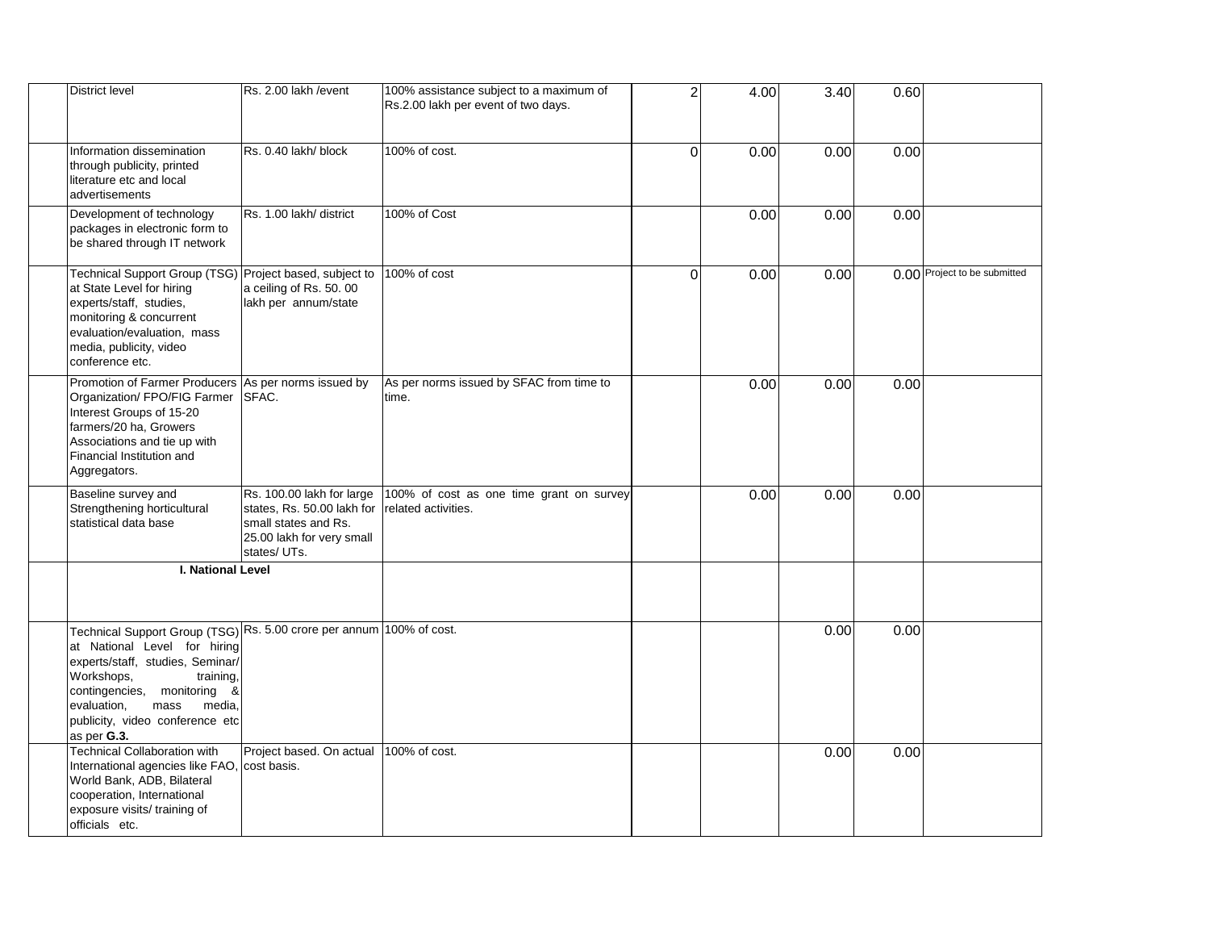| | | | | | | | | |
|---|---|---|---|---|---|---|---|---|
| | District level | Rs. 2.00 lakh /event | 100% assistance subject to a maximum of Rs.2.00 lakh per event of two days. | 2 | 4.00 | 3.40 | 0.60 | |
| | Information dissemination through publicity, printed literature etc and local advertisements | Rs. 0.40 lakh/ block | 100% of cost. | 0 | 0.00 | 0.00 | 0.00 | |
| | Development of technology packages in electronic form to be shared through IT network | Rs. 1.00 lakh/ district | 100% of Cost | | 0.00 | 0.00 | 0.00 | |
| | Technical Support Group (TSG) at State Level for hiring experts/staff, studies, monitoring & concurrent evaluation/evaluation, mass media, publicity, video conference etc. | Project based, subject to a ceiling of Rs. 50. 00 lakh per annum/state | 100% of cost | 0 | 0.00 | 0.00 | 0.00 | Project to be submitted |
| | Promotion of Farmer Producers Organization/ FPO/FIG Farmer Interest Groups of 15-20 farmers/20 ha, Growers Associations and tie up with Financial Institution and Aggregators. | As per norms issued by SFAC. | As per norms issued by SFAC from time to time. | | 0.00 | 0.00 | 0.00 | |
| | Baseline survey and Strengthening horticultural statistical data base | Rs. 100.00 lakh for large states, Rs. 50.00 lakh for small states and Rs. 25.00 lakh for very small states/ UTs. | 100% of cost as one time grant on survey related activities. | | 0.00 | 0.00 | 0.00 | |
| | **I. National Level** | | | | | | | |
| | Technical Support Group (TSG) at National Level for hiring experts/staff, studies, Seminar/ Workshops, training, contingencies, monitoring & evaluation, mass media, publicity, video conference etc as per **G.3.** | Rs. 5.00 crore per annum | 100% of cost. | | | 0.00 | 0.00 | |
| | Technical Collaboration with International agencies like FAO, World Bank, ADB, Bilateral cooperation, International exposure visits/ training of officials etc. | Project based. On actual cost basis. | 100% of cost. | | | 0.00 | 0.00 | |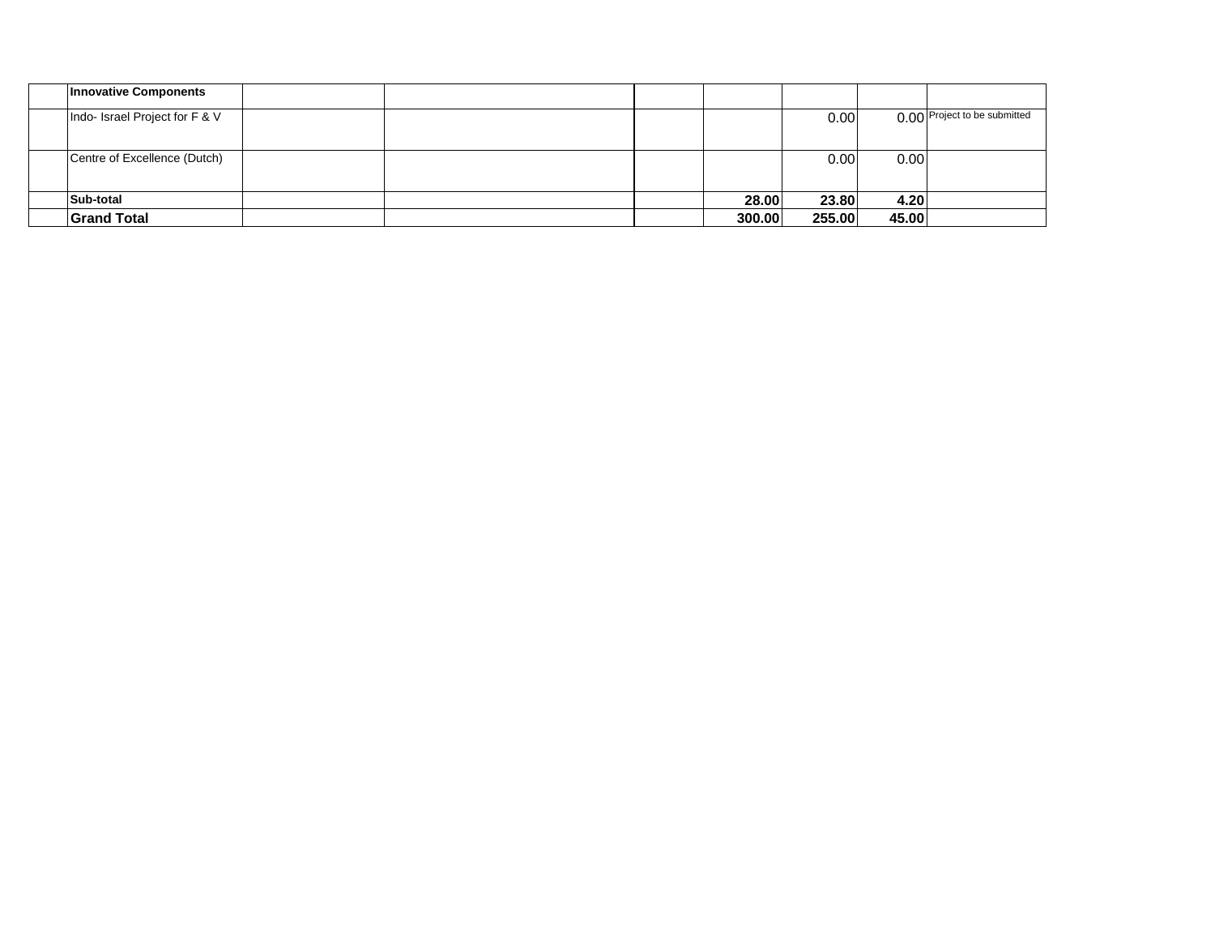| | | | | | | | | |
|---|---|---|---|---|---|---|---|---|
| | **Innovative Components** | | | | | | | |
| | Indo- Israel Project for F & V | | | | | 0.00 | 0.00 | Project to be submitted |
| | Centre of Excellence (Dutch) | | | | | 0.00 | 0.00 | |
| | **Sub-total** | | | | **28.00** | **23.80** | **4.20** | |
| | **Grand Total** | | | | **300.00** | **255.00** | **45.00** | |